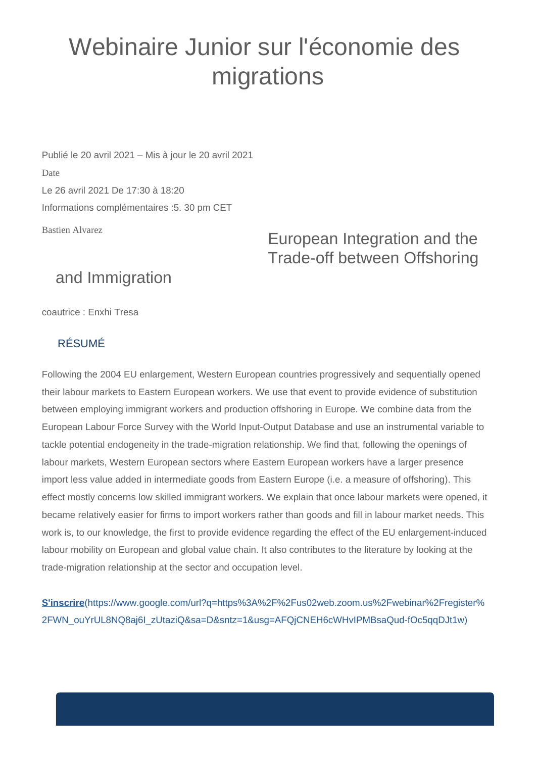# Webinaire Junior sur l'économie des migrations

Publié le 20 avril 2021 – Mis à jour le 20 avril 2021

Date

Le 26 avril 2021 De 17:30 à 18:20

Informations complémentaires :5. 30 pm CET

Bastien Alvarez

## European Integration and the Trade-off between Offshoring and Immigration

coautrice : Enxhi Tresa

### RÉSUMÉ

Following the 2004 EU enlargement, Western European countries progressively and sequentially opened their labour markets to Eastern European workers. We use that event to provide evidence of substitution between employing immigrant workers and production offshoring in Europe. We combine data from the European Labour Force Survey with the World Input-Output Database and use an instrumental variable to tackle potential endogeneity in the trade-migration relationship. We find that, following the openings of labour markets, Western European sectors where Eastern European workers have a larger presence import less value added in intermediate goods from Eastern Europe (i.e. a measure of offshoring). This effect mostly concerns low skilled immigrant workers. We explain that once labour markets were opened, it became relatively easier for firms to import workers rather than goods and fill in labour market needs. This work is, to our knowledge, the first to provide evidence regarding the effect of the EU enlargement-induced labour mobility on European and global value chain. It also contributes to the literature by looking at the trade-migration relationship at the sector and occupation level.

**S'inscrire**(https://www.google.com/url?q=https%3A%2F%2Fus02web.zoom.us%2Fwebinar%2Fregister%2FWN_ouYrUL8NQ8aj6I_zUtaziQ&sa=D&sntz=1&usg=AFQjCNEH6cWHvIPMBsaQud-fOc5qqDJt1w)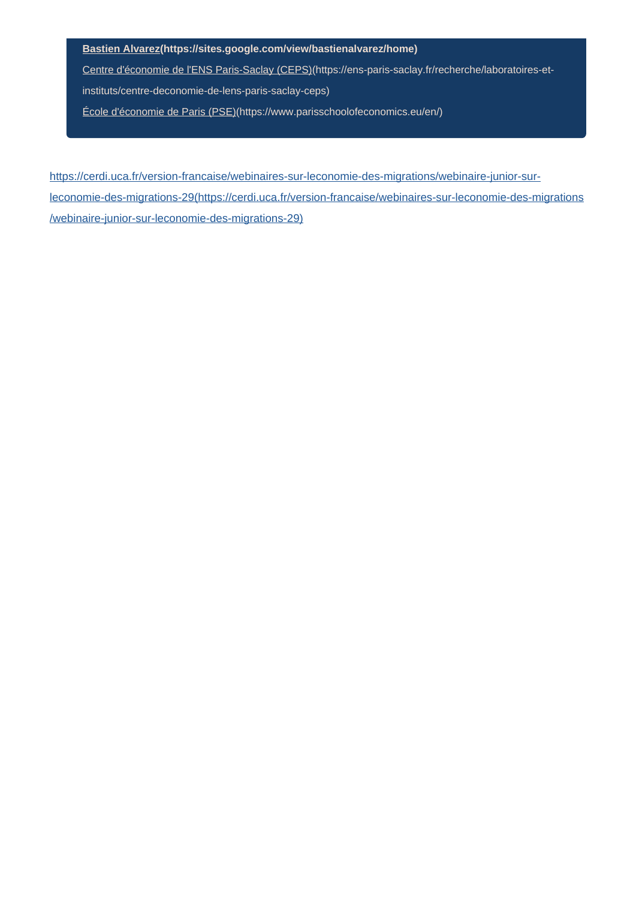**Bastien Alvarez(https://sites.google.com/view/bastienalvarez/home)**

Centre d'économie de l'ENS Paris-Saclay (CEPS)(https://ens-paris-saclay.fr/recherche/laboratoires-et-instituts/centre-deconomie-de-lens-paris-saclay-ceps)

École d'économie de Paris (PSE)(https://www.parisschoolofeconomics.eu/en/)

https://cerdi.uca.fr/version-francaise/webinaires-sur-leconomie-des-migrations/webinaire-junior-sur-leconomie-des-migrations-29(https://cerdi.uca.fr/version-francaise/webinaires-sur-leconomie-des-migrations/webinaire-junior-sur-leconomie-des-migrations-29)